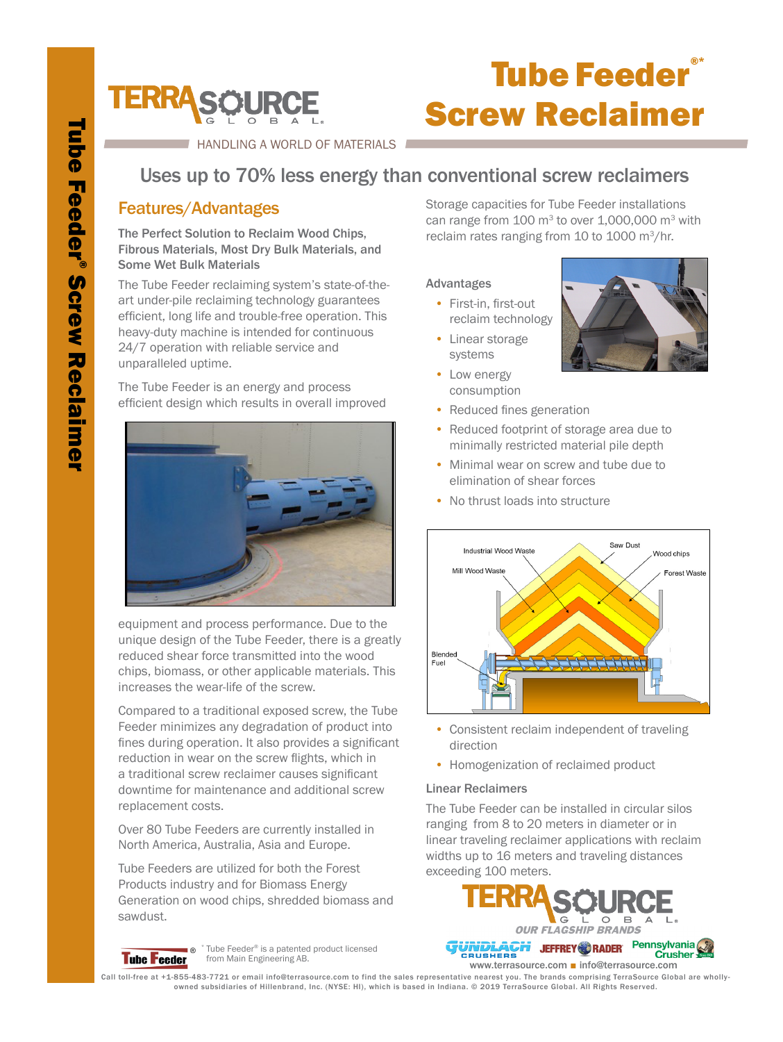# Tube Feeder®* Screw Reclaimer

TERRASOURCE GLOBAL

HANDLING A WORLD OF MATERIALS

## Uses up to 70% less energy than conventional screw reclaimers

### Features/Advantages

**The Perfect Solution to Reclaim Wood Chips, Fibrous Materials, Most Dry Bulk Materials, and Some Wet Bulk Materials**

The Tube Feeder reclaiming system's state-of-the-art under-pile reclaiming technology guarantees efficient, long life and trouble-free operation. This heavy-duty machine is intended for continuous 24/7 operation with reliable service and unparalleled uptime.

The Tube Feeder is an energy and process efficient design which results in overall improved equipment and process performance. Due to the unique design of the Tube Feeder, there is a greatly reduced shear force transmitted into the wood chips, biomass, or other applicable materials. This increases the wear-life of the screw.

Compared to a traditional exposed screw, the Tube Feeder minimizes any degradation of product into fines during operation. It also provides a significant reduction in wear on the screw flights, which in a traditional screw reclaimer causes significant downtime for maintenance and additional screw replacement costs.

Over 80 Tube Feeders are currently installed in North America, Australia, Asia and Europe.

Tube Feeders are utilized for both the Forest Products industry and for Biomass Energy Generation on wood chips, shredded biomass and sawdust.

Storage capacities for Tube Feeder installations can range from 100 m³ to over 1,000,000 m³ with reclaim rates ranging from 10 to 1000 m³/hr.

**Advantages**

- First-in, first-out reclaim technology
- Linear storage systems
- Low energy consumption
- Reduced fines generation
- Reduced footprint of storage area due to minimally restricted material pile depth
- Minimal wear on screw and tube due to elimination of shear forces
- No thrust loads into structure

Industrial Wood Waste, Saw Dust, Wood chips, Mill Wood Waste, Forest Waste, Blended Fuel

- Consistent reclaim independent of traveling direction
- Homogenization of reclaimed product

**Linear Reclaimers**

The Tube Feeder can be installed in circular silos ranging from 8 to 20 meters in diameter or in linear traveling reclaimer applications with reclaim widths up to 16 meters and traveling distances exceeding 100 meters.

Tube Feeder® — * Tube Feeder® is a patented product licensed from Main Engineering AB.

TERRASOURCE GLOBAL — OUR FLAGSHIP BRANDS: Gundlach Crushers, Jeffrey Rader, Pennsylvania Crusher

www.terrasource.com ■ info@terrasource.com

Call toll-free at +1-855-483-7721 or email info@terrasource.com to find the sales representative nearest you. The brands comprising TerraSource Global are wholly-owned subsidiaries of Hillenbrand, Inc. (NYSE: HI), which is based in Indiana. © 2019 TerraSource Global. All Rights Reserved.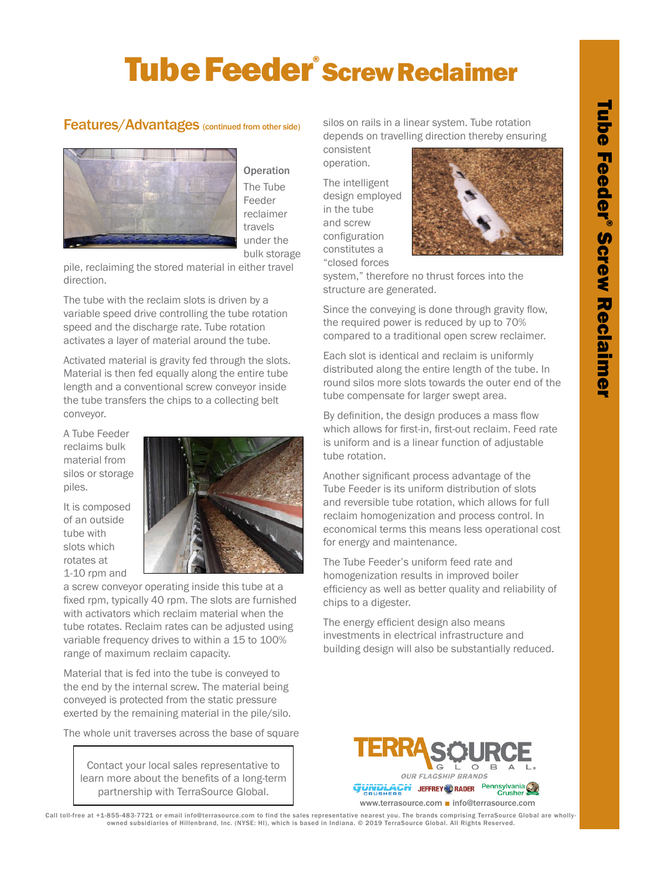# Tube Feeder® Screw Reclaimer

## Features/Advantages (continued from other side)

**Operation**

The Tube Feeder reclaimer travels under the bulk storage pile, reclaiming the stored material in either travel direction.

The tube with the reclaim slots is driven by a variable speed drive controlling the tube rotation speed and the discharge rate. Tube rotation activates a layer of material around the tube.

Activated material is gravity fed through the slots. Material is then fed equally along the entire tube length and a conventional screw conveyor inside the tube transfers the chips to a collecting belt conveyor.

A Tube Feeder reclaims bulk material from silos or storage piles.

It is composed of an outside tube with slots which rotates at 1-10 rpm and a screw conveyor operating inside this tube at a fixed rpm, typically 40 rpm. The slots are furnished with activators which reclaim material when the tube rotates. Reclaim rates can be adjusted using variable frequency drives to within a 15 to 100% range of maximum reclaim capacity.

Material that is fed into the tube is conveyed to the end by the internal screw. The material being conveyed is protected from the static pressure exerted by the remaining material in the pile/silo.

The whole unit traverses across the base of square silos on rails in a linear system. Tube rotation depends on travelling direction thereby ensuring consistent operation.

The intelligent design employed in the tube and screw configuration constitutes a "closed forces system," therefore no thrust forces into the structure are generated.

Since the conveying is done through gravity flow, the required power is reduced by up to 70% compared to a traditional open screw reclaimer.

Each slot is identical and reclaim is uniformly distributed along the entire length of the tube. In round silos more slots towards the outer end of the tube compensate for larger swept area.

By definition, the design produces a mass flow which allows for first-in, first-out reclaim. Feed rate is uniform and is a linear function of adjustable tube rotation.

Another significant process advantage of the Tube Feeder is its uniform distribution of slots and reversible tube rotation, which allows for full reclaim homogenization and process control. In economical terms this means less operational cost for energy and maintenance.

The Tube Feeder's uniform feed rate and homogenization results in improved boiler efficiency as well as better quality and reliability of chips to a digester.

The energy efficient design also means investments in electrical infrastructure and building design will also be substantially reduced.

Contact your local sales representative to learn more about the benefits of a long-term partnership with TerraSource Global.

TERRASOURCE GLOBAL

OUR FLAGSHIP BRANDS

GUNDLACH CRUSHERS · JEFFREY RADER · Pennsylvania Crusher

www.terrasource.com ■ info@terrasource.com

Call toll-free at +1-855-483-7721 or email info@terrasource.com to find the sales representative nearest you. The brands comprising TerraSource Global are wholly-owned subsidiaries of Hillenbrand, Inc. (NYSE: HI), which is based in Indiana. © 2019 TerraSource Global. All Rights Reserved.